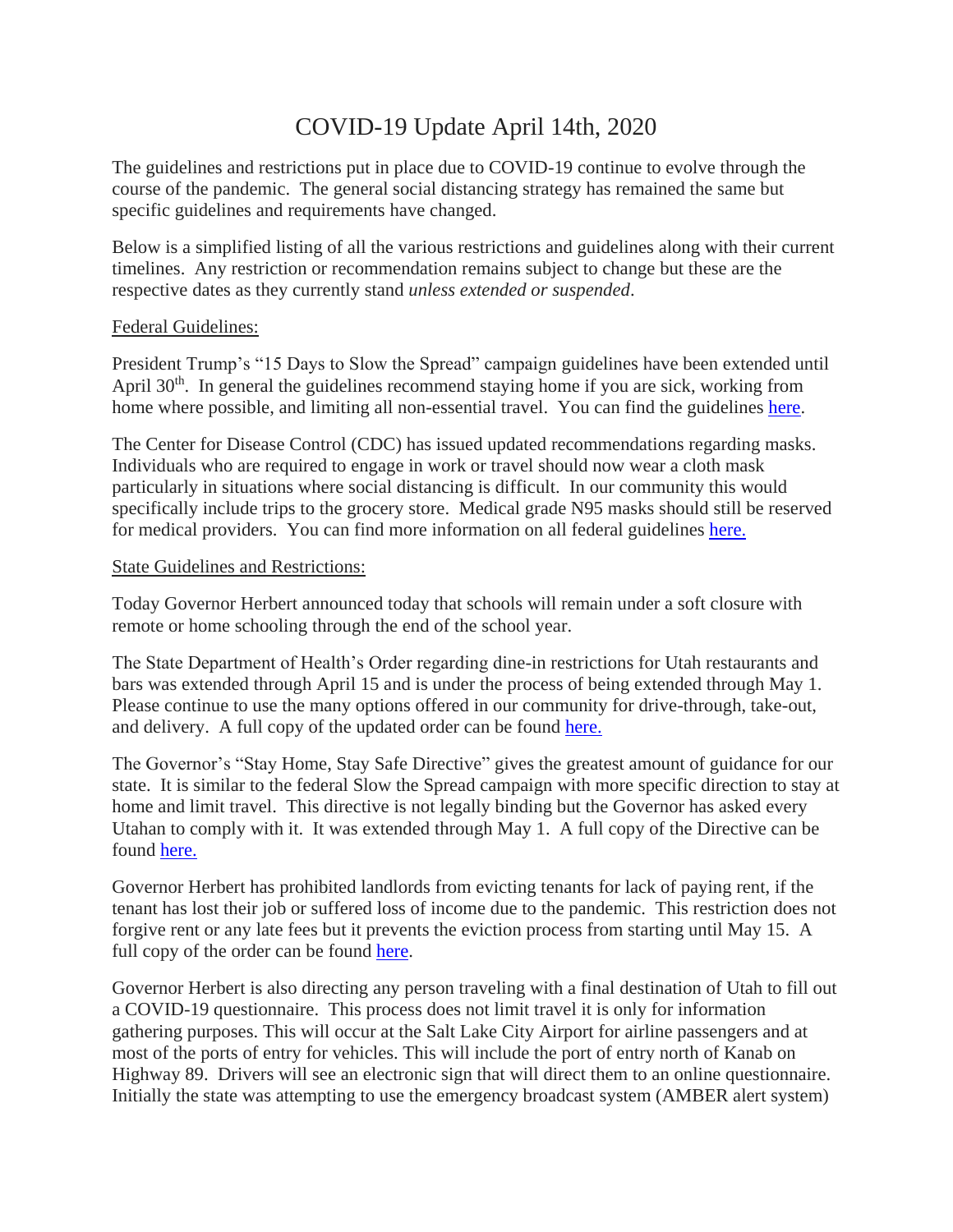# COVID-19 Update April 14th, 2020

The guidelines and restrictions put in place due to COVID-19 continue to evolve through the course of the pandemic. The general social distancing strategy has remained the same but specific guidelines and requirements have changed.

Below is a simplified listing of all the various restrictions and guidelines along with their current timelines. Any restriction or recommendation remains subject to change but these are the respective dates as they currently stand *unless extended or suspended*.

## Federal Guidelines:

President Trump's "15 Days to Slow the Spread" campaign guidelines have been extended until April 30th. In general the guidelines recommend staying home if you are sick, working from home where possible, and limiting all non-essential travel. You can find the guidelines here.

The Center for Disease Control (CDC) has issued updated recommendations regarding masks. Individuals who are required to engage in work or travel should now wear a cloth mask particularly in situations where social distancing is difficult. In our community this would specifically include trips to the grocery store. Medical grade N95 masks should still be reserved for medical providers. You can find more information on all federal guidelines here.

## State Guidelines and Restrictions:

Today Governor Herbert announced today that schools will remain under a soft closure with remote or home schooling through the end of the school year.

The State Department of Health's Order regarding dine-in restrictions for Utah restaurants and bars was extended through April 15 and is under the process of being extended through May 1. Please continue to use the many options offered in our community for drive-through, take-out, and delivery. A full copy of the updated order can be found here.

The Governor's "Stay Home, Stay Safe Directive" gives the greatest amount of guidance for our state. It is similar to the federal Slow the Spread campaign with more specific direction to stay at home and limit travel. This directive is not legally binding but the Governor has asked every Utahan to comply with it. It was extended through May 1. A full copy of the Directive can be found here.

Governor Herbert has prohibited landlords from evicting tenants for lack of paying rent, if the tenant has lost their job or suffered loss of income due to the pandemic. This restriction does not forgive rent or any late fees but it prevents the eviction process from starting until May 15. A full copy of the order can be found here.

Governor Herbert is also directing any person traveling with a final destination of Utah to fill out a COVID-19 questionnaire. This process does not limit travel it is only for information gathering purposes. This will occur at the Salt Lake City Airport for airline passengers and at most of the ports of entry for vehicles. This will include the port of entry north of Kanab on Highway 89. Drivers will see an electronic sign that will direct them to an online questionnaire. Initially the state was attempting to use the emergency broadcast system (AMBER alert system)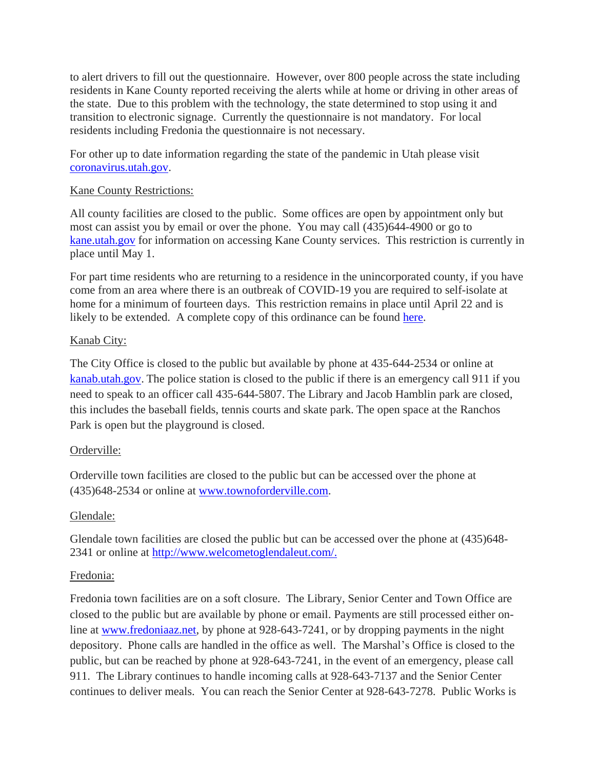to alert drivers to fill out the questionnaire. However, over 800 people across the state including residents in Kane County reported receiving the alerts while at home or driving in other areas of the state. Due to this problem with the technology, the state determined to stop using it and transition to electronic signage. Currently the questionnaire is not mandatory. For local residents including Fredonia the questionnaire is not necessary.

For other up to date information regarding the state of the pandemic in Utah please visit [coronavirus.utah.gov](coronavirus.utah.gov).

Kane County Restrictions:

All county facilities are closed to the public. Some offices are open by appointment only but most can assist you by email or over the phone. You may call (435)644-4900 or go to [kane.utah.gov](kane.utah.gov) for information on accessing Kane County services. This restriction is currently in place until May 1.

For part time residents who are returning to a residence in the unincorporated county, if you have come from an area where there is an outbreak of COVID-19 you are required to self-isolate at home for a minimum of fourteen days. This restriction remains in place until April 22 and is likely to be extended. A complete copy of this ordinance can be found here.

Kanab City:

The City Office is closed to the public but available by phone at 435-644-2534 or online at [kanab.utah.gov](kanab.utah.gov). The police station is closed to the public if there is an emergency call 911 if you need to speak to an officer call 435-644-5807. The Library and Jacob Hamblin park are closed, this includes the baseball fields, tennis courts and skate park. The open space at the Ranchos Park is open but the playground is closed.

Orderville:

Orderville town facilities are closed to the public but can be accessed over the phone at (435)648-2534 or online at [www.townoforderville.com](www.townoforderville.com).

Glendale:

Glendale town facilities are closed the public but can be accessed over the phone at (435)648-2341 or online at [http://www.welcometoglendaleut.com/.](http://www.welcometoglendaleut.com/)

Fredonia:

Fredonia town facilities are on a soft closure. The Library, Senior Center and Town Office are closed to the public but are available by phone or email. Payments are still processed either on-line at [www.fredoniaaz.net](www.fredoniaaz.net), by phone at 928-643-7241, or by dropping payments in the night depository. Phone calls are handled in the office as well. The Marshal's Office is closed to the public, but can be reached by phone at 928-643-7241, in the event of an emergency, please call 911. The Library continues to handle incoming calls at 928-643-7137 and the Senior Center continues to deliver meals. You can reach the Senior Center at 928-643-7278. Public Works is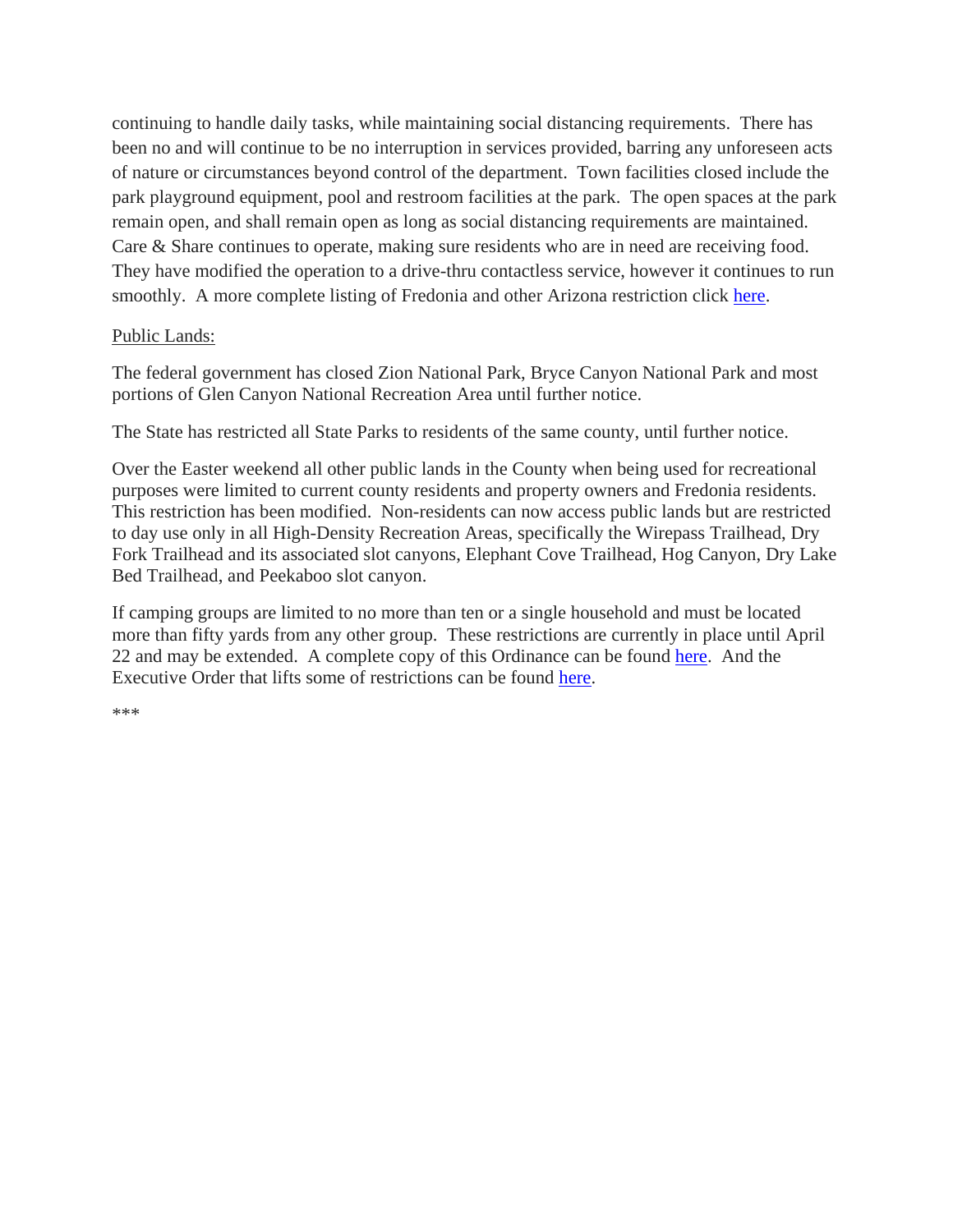continuing to handle daily tasks, while maintaining social distancing requirements. There has been no and will continue to be no interruption in services provided, barring any unforeseen acts of nature or circumstances beyond control of the department. Town facilities closed include the park playground equipment, pool and restroom facilities at the park. The open spaces at the park remain open, and shall remain open as long as social distancing requirements are maintained. Care & Share continues to operate, making sure residents who are in need are receiving food. They have modified the operation to a drive-thru contactless service, however it continues to run smoothly. A more complete listing of Fredonia and other Arizona restriction click here.

Public Lands:

The federal government has closed Zion National Park, Bryce Canyon National Park and most portions of Glen Canyon National Recreation Area until further notice.

The State has restricted all State Parks to residents of the same county, until further notice.

Over the Easter weekend all other public lands in the County when being used for recreational purposes were limited to current county residents and property owners and Fredonia residents. This restriction has been modified. Non-residents can now access public lands but are restricted to day use only in all High-Density Recreation Areas, specifically the Wirepass Trailhead, Dry Fork Trailhead and its associated slot canyons, Elephant Cove Trailhead, Hog Canyon, Dry Lake Bed Trailhead, and Peekaboo slot canyon.

If camping groups are limited to no more than ten or a single household and must be located more than fifty yards from any other group. These restrictions are currently in place until April 22 and may be extended. A complete copy of this Ordinance can be found here. And the Executive Order that lifts some of restrictions can be found here.

***